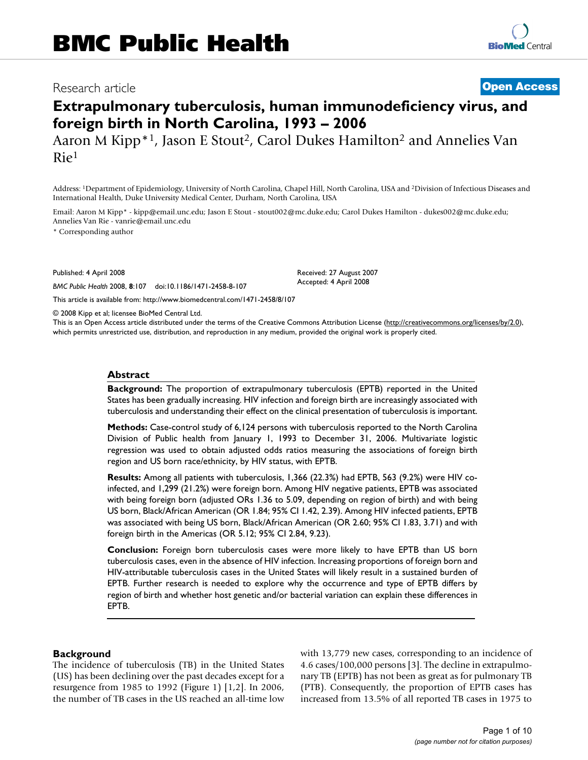# BMC Public Health

Research article

**Open Access**

# Extrapulmonary tuberculosis, human immunodeficiency virus, and foreign birth in North Carolina, 1993 – 2006

Aaron M Kipp*[1], Jason E Stout[2], Carol Dukes Hamilton[2] and Annelies Van Rie[1]

Address: [1]Department of Epidemiology, University of North Carolina, Chapel Hill, North Carolina, USA and [2]Division of Infectious Diseases and International Health, Duke University Medical Center, Durham, North Carolina, USA

Email: Aaron M Kipp* - kipp@email.unc.edu; Jason E Stout - stout002@mc.duke.edu; Carol Dukes Hamilton - dukes002@mc.duke.edu; Annelies Van Rie - vanrie@email.unc.edu

* Corresponding author

Published: 4 April 2008

*BMC Public Health* 2008, **8**:107 doi:10.1186/1471-2458-8-107

Received: 27 August 2007
Accepted: 4 April 2008

This article is available from: http://www.biomedcentral.com/1471-2458/8/107

© 2008 Kipp et al; licensee BioMed Central Ltd.
This is an Open Access article distributed under the terms of the Creative Commons Attribution License (http://creativecommons.org/licenses/by/2.0), which permits unrestricted use, distribution, and reproduction in any medium, provided the original work is properly cited.

## Abstract

**Background:** The proportion of extrapulmonary tuberculosis (EPTB) reported in the United States has been gradually increasing. HIV infection and foreign birth are increasingly associated with tuberculosis and understanding their effect on the clinical presentation of tuberculosis is important.

**Methods:** Case-control study of 6,124 persons with tuberculosis reported to the North Carolina Division of Public health from January 1, 1993 to December 31, 2006. Multivariate logistic regression was used to obtain adjusted odds ratios measuring the associations of foreign birth region and US born race/ethnicity, by HIV status, with EPTB.

**Results:** Among all patients with tuberculosis, 1,366 (22.3%) had EPTB, 563 (9.2%) were HIV co-infected, and 1,299 (21.2%) were foreign born. Among HIV negative patients, EPTB was associated with being foreign born (adjusted ORs 1.36 to 5.09, depending on region of birth) and with being US born, Black/African American (OR 1.84; 95% CI 1.42, 2.39). Among HIV infected patients, EPTB was associated with being US born, Black/African American (OR 2.60; 95% CI 1.83, 3.71) and with foreign birth in the Americas (OR 5.12; 95% CI 2.84, 9.23).

**Conclusion:** Foreign born tuberculosis cases were more likely to have EPTB than US born tuberculosis cases, even in the absence of HIV infection. Increasing proportions of foreign born and HIV-attributable tuberculosis cases in the United States will likely result in a sustained burden of EPTB. Further research is needed to explore why the occurrence and type of EPTB differs by region of birth and whether host genetic and/or bacterial variation can explain these differences in EPTB.

## Background

The incidence of tuberculosis (TB) in the United States (US) has been declining over the past decades except for a resurgence from 1985 to 1992 (Figure 1) [1,2]. In 2006, the number of TB cases in the US reached an all-time low with 13,779 new cases, corresponding to an incidence of 4.6 cases/100,000 persons [3]. The decline in extrapulmonary TB (EPTB) has not been as great as for pulmonary TB (PTB). Consequently, the proportion of EPTB cases has increased from 13.5% of all reported TB cases in 1975 to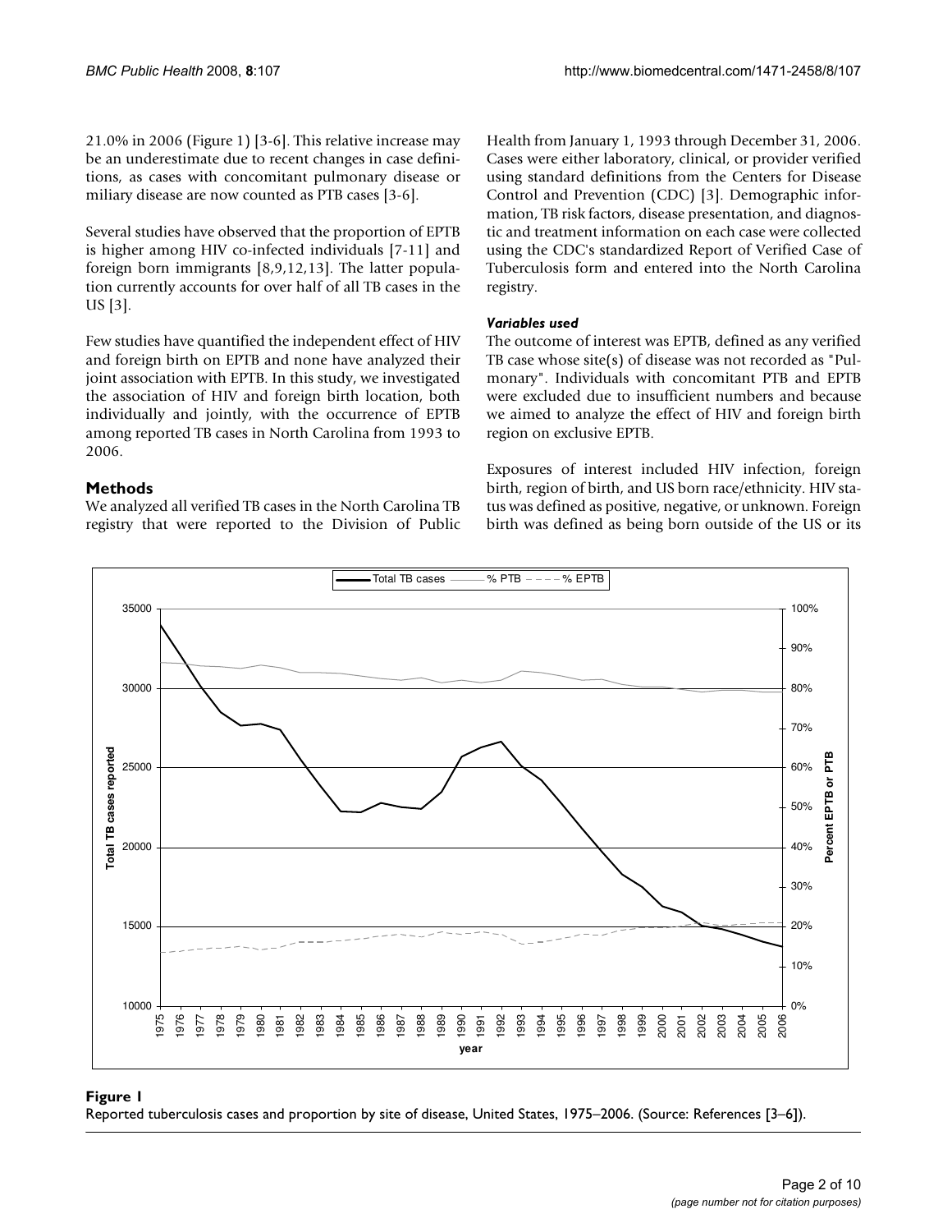21.0% in 2006 (Figure 1) [3-6]. This relative increase may be an underestimate due to recent changes in case definitions, as cases with concomitant pulmonary disease or miliary disease are now counted as PTB cases [3-6].

Several studies have observed that the proportion of EPTB is higher among HIV co-infected individuals [7-11] and foreign born immigrants [8,9,12,13]. The latter population currently accounts for over half of all TB cases in the US [3].

Few studies have quantified the independent effect of HIV and foreign birth on EPTB and none have analyzed their joint association with EPTB. In this study, we investigated the association of HIV and foreign birth location, both individually and jointly, with the occurrence of EPTB among reported TB cases in North Carolina from 1993 to 2006.

## Methods

We analyzed all verified TB cases in the North Carolina TB registry that were reported to the Division of Public Health from January 1, 1993 through December 31, 2006. Cases were either laboratory, clinical, or provider verified using standard definitions from the Centers for Disease Control and Prevention (CDC) [3]. Demographic information, TB risk factors, disease presentation, and diagnostic and treatment information on each case were collected using the CDC's standardized Report of Verified Case of Tuberculosis form and entered into the North Carolina registry.

### *Variables used*

The outcome of interest was EPTB, defined as any verified TB case whose site(s) of disease was not recorded as "Pulmonary". Individuals with concomitant PTB and EPTB were excluded due to insufficient numbers and because we aimed to analyze the effect of HIV and foreign birth region on exclusive EPTB.

Exposures of interest included HIV infection, foreign birth, region of birth, and US born race/ethnicity. HIV status was defined as positive, negative, or unknown. Foreign birth was defined as being born outside of the US or its

**Figure 1**

Reported tuberculosis cases and proportion by site of disease, United States, 1975–2006. (Source: References [3–6]).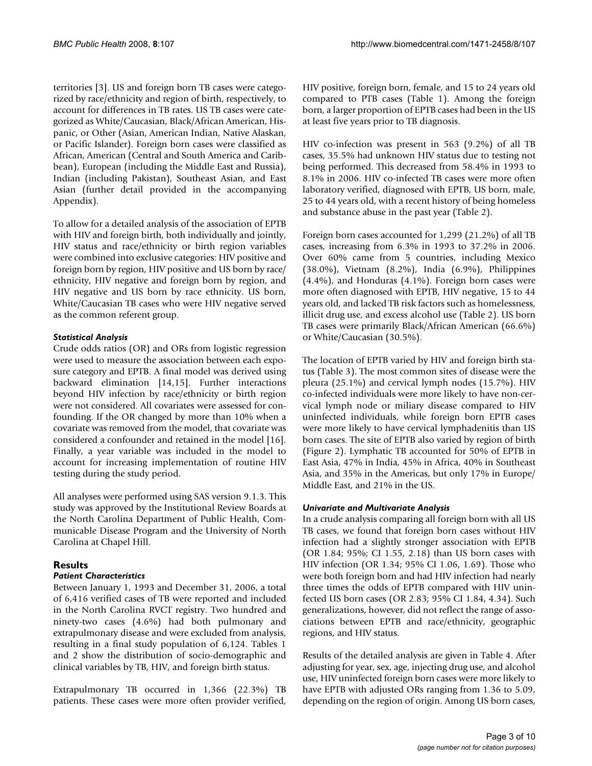territories [3]. US and foreign born TB cases were categorized by race/ethnicity and region of birth, respectively, to account for differences in TB rates. US TB cases were categorized as White/Caucasian, Black/African American, Hispanic, or Other (Asian, American Indian, Native Alaskan, or Pacific Islander). Foreign born cases were classified as African, American (Central and South America and Caribbean), European (including the Middle East and Russia), Indian (including Pakistan), Southeast Asian, and East Asian (further detail provided in the accompanying Appendix).

To allow for a detailed analysis of the association of EPTB with HIV and foreign birth, both individually and jointly, HIV status and race/ethnicity or birth region variables were combined into exclusive categories: HIV positive and foreign born by region, HIV positive and US born by race/ethnicity, HIV negative and foreign born by region, and HIV negative and US born by race ethnicity. US born, White/Caucasian TB cases who were HIV negative served as the common referent group.

### *Statistical Analysis*

Crude odds ratios (OR) and ORs from logistic regression were used to measure the association between each exposure category and EPTB. A final model was derived using backward elimination [14,15]. Further interactions beyond HIV infection by race/ethnicity or birth region were not considered. All covariates were assessed for confounding. If the OR changed by more than 10% when a covariate was removed from the model, that covariate was considered a confounder and retained in the model [16]. Finally, a year variable was included in the model to account for increasing implementation of routine HIV testing during the study period.

All analyses were performed using SAS version 9.1.3. This study was approved by the Institutional Review Boards at the North Carolina Department of Public Health, Communicable Disease Program and the University of North Carolina at Chapel Hill.

## Results

### *Patient Characteristics*

Between January 1, 1993 and December 31, 2006, a total of 6,416 verified cases of TB were reported and included in the North Carolina RVCT registry. Two hundred and ninety-two cases (4.6%) had both pulmonary and extrapulmonary disease and were excluded from analysis, resulting in a final study population of 6,124. Tables 1 and 2 show the distribution of socio-demographic and clinical variables by TB, HIV, and foreign birth status.

Extrapulmonary TB occurred in 1,366 (22.3%) TB patients. These cases were more often provider verified, HIV positive, foreign born, female, and 15 to 24 years old compared to PTB cases (Table 1). Among the foreign born, a larger proportion of EPTB cases had been in the US at least five years prior to TB diagnosis.

HIV co-infection was present in 563 (9.2%) of all TB cases, 35.5% had unknown HIV status due to testing not being performed. This decreased from 58.4% in 1993 to 8.1% in 2006. HIV co-infected TB cases were more often laboratory verified, diagnosed with EPTB, US born, male, 25 to 44 years old, with a recent history of being homeless and substance abuse in the past year (Table 2).

Foreign born cases accounted for 1,299 (21.2%) of all TB cases, increasing from 6.3% in 1993 to 37.2% in 2006. Over 60% came from 5 countries, including Mexico (38.0%), Vietnam (8.2%), India (6.9%), Philippines (4.4%), and Honduras (4.1%). Foreign born cases were more often diagnosed with EPTB, HIV negative, 15 to 44 years old, and lacked TB risk factors such as homelessness, illicit drug use, and excess alcohol use (Table 2). US born TB cases were primarily Black/African American (66.6%) or White/Caucasian (30.5%).

The location of EPTB varied by HIV and foreign birth status (Table 3). The most common sites of disease were the pleura (25.1%) and cervical lymph nodes (15.7%). HIV co-infected individuals were more likely to have non-cervical lymph node or miliary disease compared to HIV uninfected individuals, while foreign born EPTB cases were more likely to have cervical lymphadenitis than US born cases. The site of EPTB also varied by region of birth (Figure 2). Lymphatic TB accounted for 50% of EPTB in East Asia, 47% in India, 45% in Africa, 40% in Southeast Asia, and 35% in the Americas, but only 17% in Europe/Middle East, and 21% in the US.

### *Univariate and Multivariate Analysis*

In a crude analysis comparing all foreign born with all US TB cases, we found that foreign born cases without HIV infection had a slightly stronger association with EPTB (OR 1.84; 95%; CI 1.55, 2.18) than US born cases with HIV infection (OR 1.34; 95% CI 1.06, 1.69). Those who were both foreign born and had HIV infection had nearly three times the odds of EPTB compared with HIV uninfected US born cases (OR 2.83; 95% CI 1.84, 4.34). Such generalizations, however, did not reflect the range of associations between EPTB and race/ethnicity, geographic regions, and HIV status.

Results of the detailed analysis are given in Table 4. After adjusting for year, sex, age, injecting drug use, and alcohol use, HIV uninfected foreign born cases were more likely to have EPTB with adjusted ORs ranging from 1.36 to 5.09, depending on the region of origin. Among US born cases,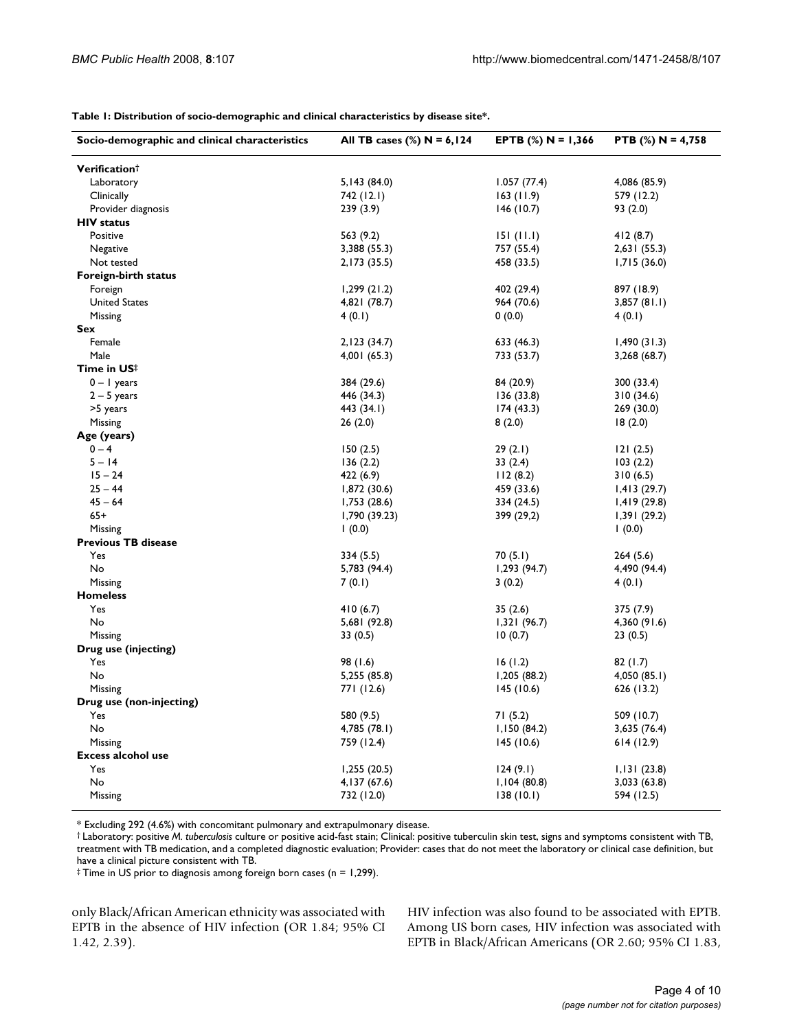**Table 1: Distribution of socio-demographic and clinical characteristics by disease site*.**

| Socio-demographic and clinical characteristics | All TB cases (%) N = 6,124 | EPTB (%) N = 1,366 | PTB (%) N = 4,758 |
|---|---|---|---|
| **Verification**† | | | |
| Laboratory | 5,143 (84.0) | 1.057 (77.4) | 4,086 (85.9) |
| Clinically | 742 (12.1) | 163 (11.9) | 579 (12.2) |
| Provider diagnosis | 239 (3.9) | 146 (10.7) | 93 (2.0) |
| **HIV status** | | | |
| Positive | 563 (9.2) | 151 (11.1) | 412 (8.7) |
| Negative | 3,388 (55.3) | 757 (55.4) | 2,631 (55.3) |
| Not tested | 2,173 (35.5) | 458 (33.5) | 1,715 (36.0) |
| **Foreign-birth status** | | | |
| Foreign | 1,299 (21.2) | 402 (29.4) | 897 (18.9) |
| United States | 4,821 (78.7) | 964 (70.6) | 3,857 (81.1) |
| Missing | 4 (0.1) | 0 (0.0) | 4 (0.1) |
| **Sex** | | | |
| Female | 2,123 (34.7) | 633 (46.3) | 1,490 (31.3) |
| Male | 4,001 (65.3) | 733 (53.7) | 3,268 (68.7) |
| **Time in US**‡ | | | |
| 0 – 1 years | 384 (29.6) | 84 (20.9) | 300 (33.4) |
| 2 – 5 years | 446 (34.3) | 136 (33.8) | 310 (34.6) |
| >5 years | 443 (34.1) | 174 (43.3) | 269 (30.0) |
| Missing | 26 (2.0) | 8 (2.0) | 18 (2.0) |
| **Age (years)** | | | |
| 0 – 4 | 150 (2.5) | 29 (2.1) | 121 (2.5) |
| 5 – 14 | 136 (2.2) | 33 (2.4) | 103 (2.2) |
| 15 – 24 | 422 (6.9) | 112 (8.2) | 310 (6.5) |
| 25 – 44 | 1,872 (30.6) | 459 (33.6) | 1,413 (29.7) |
| 45 – 64 | 1,753 (28.6) | 334 (24.5) | 1,419 (29.8) |
| 65+ | 1,790 (39.23) | 399 (29,2) | 1,391 (29.2) |
| Missing | 1 (0.0) | | 1 (0.0) |
| **Previous TB disease** | | | |
| Yes | 334 (5.5) | 70 (5.1) | 264 (5.6) |
| No | 5,783 (94.4) | 1,293 (94.7) | 4,490 (94.4) |
| Missing | 7 (0.1) | 3 (0.2) | 4 (0.1) |
| **Homeless** | | | |
| Yes | 410 (6.7) | 35 (2.6) | 375 (7.9) |
| No | 5,681 (92.8) | 1,321 (96.7) | 4,360 (91.6) |
| Missing | 33 (0.5) | 10 (0.7) | 23 (0.5) |
| **Drug use (injecting)** | | | |
| Yes | 98 (1.6) | 16 (1.2) | 82 (1.7) |
| No | 5,255 (85.8) | 1,205 (88.2) | 4,050 (85.1) |
| Missing | 771 (12.6) | 145 (10.6) | 626 (13.2) |
| **Drug use (non-injecting)** | | | |
| Yes | 580 (9.5) | 71 (5.2) | 509 (10.7) |
| No | 4,785 (78.1) | 1,150 (84.2) | 3,635 (76.4) |
| Missing | 759 (12.4) | 145 (10.6) | 614 (12.9) |
| **Excess alcohol use** | | | |
| Yes | 1,255 (20.5) | 124 (9.1) | 1,131 (23.8) |
| No | 4,137 (67.6) | 1,104 (80.8) | 3,033 (63.8) |
| Missing | 732 (12.0) | 138 (10.1) | 594 (12.5) |

* Excluding 292 (4.6%) with concomitant pulmonary and extrapulmonary disease.
† Laboratory: positive *M. tuberculosis* culture or positive acid-fast stain; Clinical: positive tuberculin skin test, signs and symptoms consistent with TB, treatment with TB medication, and a completed diagnostic evaluation; Provider: cases that do not meet the laboratory or clinical case definition, but have a clinical picture consistent with TB.
‡ Time in US prior to diagnosis among foreign born cases (n = 1,299).

only Black/African American ethnicity was associated with EPTB in the absence of HIV infection (OR 1.84; 95% CI 1.42, 2.39).

HIV infection was also found to be associated with EPTB. Among US born cases, HIV infection was associated with EPTB in Black/African Americans (OR 2.60; 95% CI 1.83,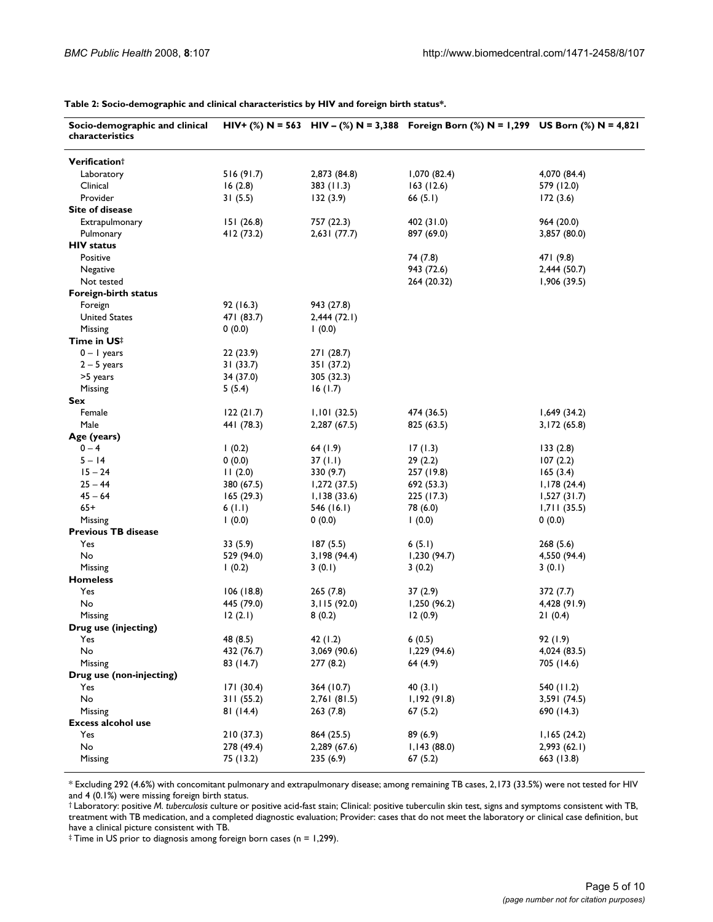**Table 2: Socio-demographic and clinical characteristics by HIV and foreign birth status*.**

| Socio-demographic and clinical characteristics | HIV+ (%) N = 563 | HIV – (%) N = 3,388 | Foreign Born (%) N = 1,299 | US Born (%) N = 4,821 |
|---|---|---|---|---|
| **Verification**† | | | | |
| Laboratory | 516 (91.7) | 2,873 (84.8) | 1,070 (82.4) | 4,070 (84.4) |
| Clinical | 16 (2.8) | 383 (11.3) | 163 (12.6) | 579 (12.0) |
| Provider | 31 (5.5) | 132 (3.9) | 66 (5.1) | 172 (3.6) |
| **Site of disease** | | | | |
| Extrapulmonary | 151 (26.8) | 757 (22.3) | 402 (31.0) | 964 (20.0) |
| Pulmonary | 412 (73.2) | 2,631 (77.7) | 897 (69.0) | 3,857 (80.0) |
| **HIV status** | | | | |
| Positive | | | 74 (7.8) | 471 (9.8) |
| Negative | | | 943 (72.6) | 2,444 (50.7) |
| Not tested | | | 264 (20.32) | 1,906 (39.5) |
| **Foreign-birth status** | | | | |
| Foreign | 92 (16.3) | 943 (27.8) | | |
| United States | 471 (83.7) | 2,444 (72.1) | | |
| Missing | 0 (0.0) | 1 (0.0) | | |
| **Time in US**‡ | | | | |
| 0 – 1 years | 22 (23.9) | 271 (28.7) | | |
| 2 – 5 years | 31 (33.7) | 351 (37.2) | | |
| >5 years | 34 (37.0) | 305 (32.3) | | |
| Missing | 5 (5.4) | 16 (1.7) | | |
| **Sex** | | | | |
| Female | 122 (21.7) | 1,101 (32.5) | 474 (36.5) | 1,649 (34.2) |
| Male | 441 (78.3) | 2,287 (67.5) | 825 (63.5) | 3,172 (65.8) |
| **Age (years)** | | | | |
| 0 – 4 | 1 (0.2) | 64 (1.9) | 17 (1.3) | 133 (2.8) |
| 5 – 14 | 0 (0.0) | 37 (1.1) | 29 (2.2) | 107 (2.2) |
| 15 – 24 | 11 (2.0) | 330 (9.7) | 257 (19.8) | 165 (3.4) |
| 25 – 44 | 380 (67.5) | 1,272 (37.5) | 692 (53.3) | 1,178 (24.4) |
| 45 – 64 | 165 (29.3) | 1,138 (33.6) | 225 (17.3) | 1,527 (31.7) |
| 65+ | 6 (1.1) | 546 (16.1) | 78 (6.0) | 1,711 (35.5) |
| Missing | 1 (0.0) | 0 (0.0) | 1 (0.0) | 0 (0.0) |
| **Previous TB disease** | | | | |
| Yes | 33 (5.9) | 187 (5.5) | 6 (5.1) | 268 (5.6) |
| No | 529 (94.0) | 3,198 (94.4) | 1,230 (94.7) | 4,550 (94.4) |
| Missing | 1 (0.2) | 3 (0.1) | 3 (0.2) | 3 (0.1) |
| **Homeless** | | | | |
| Yes | 106 (18.8) | 265 (7.8) | 37 (2.9) | 372 (7.7) |
| No | 445 (79.0) | 3,115 (92.0) | 1,250 (96.2) | 4,428 (91.9) |
| Missing | 12 (2.1) | 8 (0.2) | 12 (0.9) | 21 (0.4) |
| **Drug use (injecting)** | | | | |
| Yes | 48 (8.5) | 42 (1.2) | 6 (0.5) | 92 (1.9) |
| No | 432 (76.7) | 3,069 (90.6) | 1,229 (94.6) | 4,024 (83.5) |
| Missing | 83 (14.7) | 277 (8.2) | 64 (4.9) | 705 (14.6) |
| **Drug use (non-injecting)** | | | | |
| Yes | 171 (30.4) | 364 (10.7) | 40 (3.1) | 540 (11.2) |
| No | 311 (55.2) | 2,761 (81.5) | 1,192 (91.8) | 3,591 (74.5) |
| Missing | 81 (14.4) | 263 (7.8) | 67 (5.2) | 690 (14.3) |
| **Excess alcohol use** | | | | |
| Yes | 210 (37.3) | 864 (25.5) | 89 (6.9) | 1,165 (24.2) |
| No | 278 (49.4) | 2,289 (67.6) | 1,143 (88.0) | 2,993 (62.1) |
| Missing | 75 (13.2) | 235 (6.9) | 67 (5.2) | 663 (13.8) |

* Excluding 292 (4.6%) with concomitant pulmonary and extrapulmonary disease; among remaining TB cases, 2,173 (33.5%) were not tested for HIV and 4 (0.1%) were missing foreign birth status.

† Laboratory: positive *M. tuberculosis* culture or positive acid-fast stain; Clinical: positive tuberculin skin test, signs and symptoms consistent with TB, treatment with TB medication, and a completed diagnostic evaluation; Provider: cases that do not meet the laboratory or clinical case definition, but have a clinical picture consistent with TB.

‡ Time in US prior to diagnosis among foreign born cases (n = 1,299).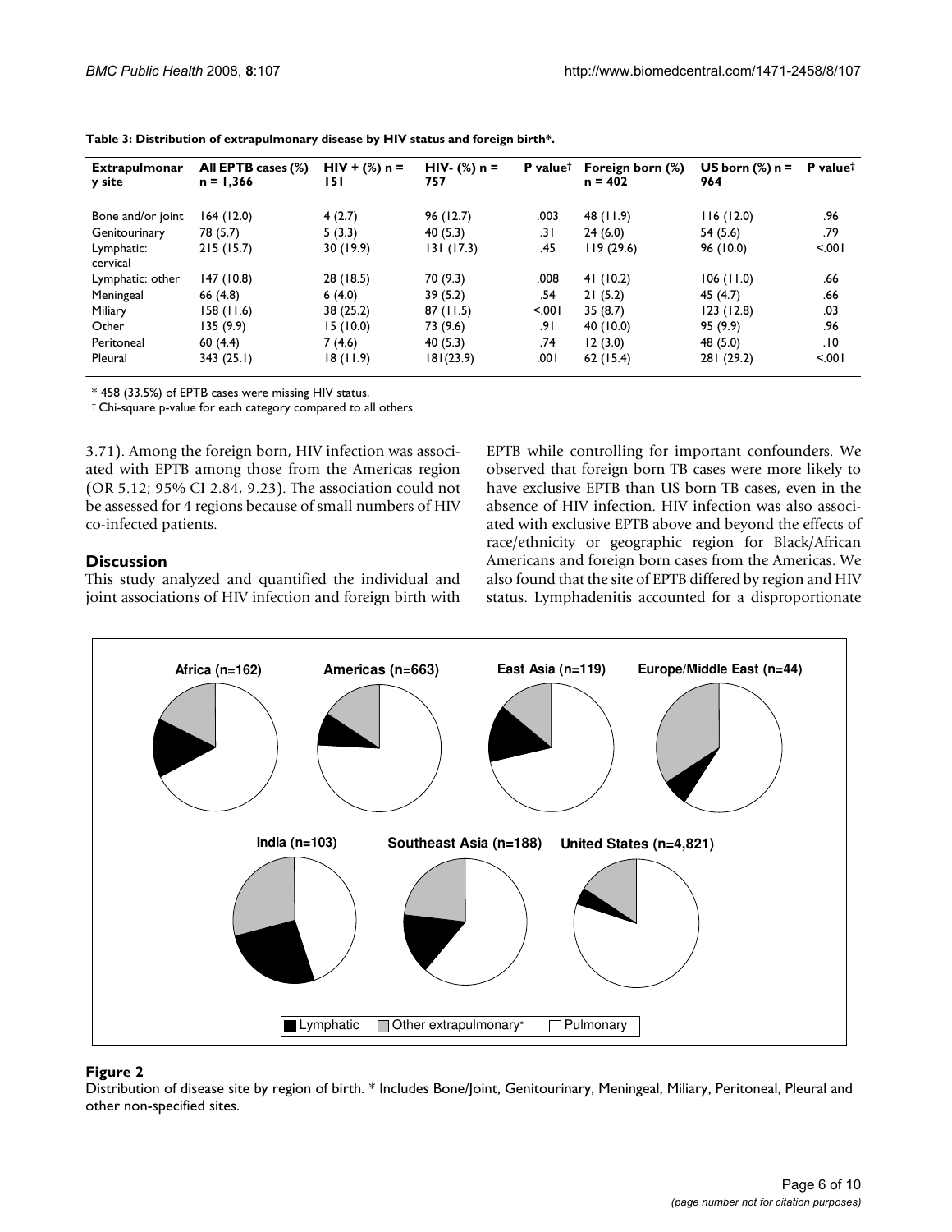**Table 3: Distribution of extrapulmonary disease by HIV status and foreign birth*.**

| Extrapulmonary site | All EPTB cases (%) n = 1,366 | HIV + (%) n = 151 | HIV- (%) n = 757 | P value† | Foreign born (%) n = 402 | US born (%) n = 964 | P value† |
|---|---|---|---|---|---|---|---|
| Bone and/or joint | 164 (12.0) | 4 (2.7) | 96 (12.7) | .003 | 48 (11.9) | 116 (12.0) | .96 |
| Genitourinary | 78 (5.7) | 5 (3.3) | 40 (5.3) | .31 | 24 (6.0) | 54 (5.6) | .79 |
| Lymphatic: cervical | 215 (15.7) | 30 (19.9) | 131 (17.3) | .45 | 119 (29.6) | 96 (10.0) | <.001 |
| Lymphatic: other | 147 (10.8) | 28 (18.5) | 70 (9.3) | .008 | 41 (10.2) | 106 (11.0) | .66 |
| Meningeal | 66 (4.8) | 6 (4.0) | 39 (5.2) | .54 | 21 (5.2) | 45 (4.7) | .66 |
| Miliary | 158 (11.6) | 38 (25.2) | 87 (11.5) | <.001 | 35 (8.7) | 123 (12.8) | .03 |
| Other | 135 (9.9) | 15 (10.0) | 73 (9.6) | .91 | 40 (10.0) | 95 (9.9) | .96 |
| Peritoneal | 60 (4.4) | 7 (4.6) | 40 (5.3) | .74 | 12 (3.0) | 48 (5.0) | .10 |
| Pleural | 343 (25.1) | 18 (11.9) | 181(23.9) | .001 | 62 (15.4) | 281 (29.2) | <.001 |

* 458 (33.5%) of EPTB cases were missing HIV status.
† Chi-square p-value for each category compared to all others

3.71). Among the foreign born, HIV infection was associated with EPTB among those from the Americas region (OR 5.12; 95% CI 2.84, 9.23). The association could not be assessed for 4 regions because of small numbers of HIV co-infected patients.

## Discussion

This study analyzed and quantified the individual and joint associations of HIV infection and foreign birth with EPTB while controlling for important confounders. We observed that foreign born TB cases were more likely to have exclusive EPTB than US born TB cases, even in the absence of HIV infection. HIV infection was also associated with exclusive EPTB above and beyond the effects of race/ethnicity or geographic region for Black/African Americans and foreign born cases from the Americas. We also found that the site of EPTB differed by region and HIV status. Lymphadenitis accounted for a disproportionate

**Figure 2**
Distribution of disease site by region of birth. * Includes Bone/Joint, Genitourinary, Meningeal, Miliary, Peritoneal, Pleural and other non-specified sites.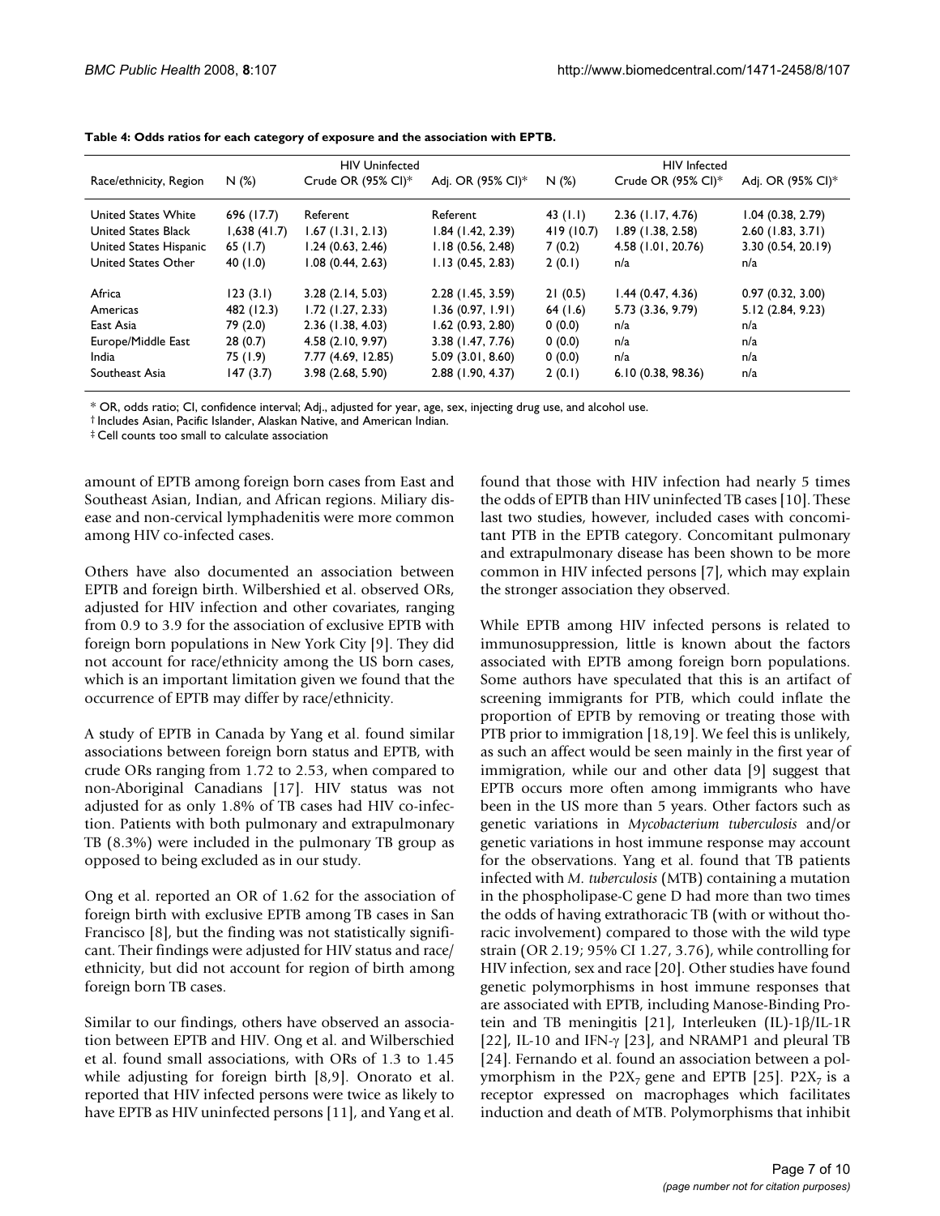**Table 4: Odds ratios for each category of exposure and the association with EPTB.**

| Race/ethnicity, Region | HIV Uninfected | | | HIV Infected | | |
|---|---|---|---|---|---|---|
| | N (%) | Crude OR (95% CI)* | Adj. OR (95% CI)* | N (%) | Crude OR (95% CI)* | Adj. OR (95% CI)* |
| United States White | 696 (17.7) | Referent | Referent | 43 (1.1) | 2.36 (1.17, 4.76) | 1.04 (0.38, 2.79) |
| United States Black | 1,638 (41.7) | 1.67 (1.31, 2.13) | 1.84 (1.42, 2.39) | 419 (10.7) | 1.89 (1.38, 2.58) | 2.60 (1.83, 3.71) |
| United States Hispanic | 65 (1.7) | 1.24 (0.63, 2.46) | 1.18 (0.56, 2.48) | 7 (0.2) | 4.58 (1.01, 20.76) | 3.30 (0.54, 20.19) |
| United States Other | 40 (1.0) | 1.08 (0.44, 2.63) | 1.13 (0.45, 2.83) | 2 (0.1) | n/a | n/a |
| Africa | 123 (3.1) | 3.28 (2.14, 5.03) | 2.28 (1.45, 3.59) | 21 (0.5) | 1.44 (0.47, 4.36) | 0.97 (0.32, 3.00) |
| Americas | 482 (12.3) | 1.72 (1.27, 2.33) | 1.36 (0.97, 1.91) | 64 (1.6) | 5.73 (3.36, 9.79) | 5.12 (2.84, 9.23) |
| East Asia | 79 (2.0) | 2.36 (1.38, 4.03) | 1.62 (0.93, 2.80) | 0 (0.0) | n/a | n/a |
| Europe/Middle East | 28 (0.7) | 4.58 (2.10, 9.97) | 3.38 (1.47, 7.76) | 0 (0.0) | n/a | n/a |
| India | 75 (1.9) | 7.77 (4.69, 12.85) | 5.09 (3.01, 8.60) | 0 (0.0) | n/a | n/a |
| Southeast Asia | 147 (3.7) | 3.98 (2.68, 5.90) | 2.88 (1.90, 4.37) | 2 (0.1) | 6.10 (0.38, 98.36) | n/a |

\* OR, odds ratio; CI, confidence interval; Adj., adjusted for year, age, sex, injecting drug use, and alcohol use.

† Includes Asian, Pacific Islander, Alaskan Native, and American Indian.

‡ Cell counts too small to calculate association

amount of EPTB among foreign born cases from East and Southeast Asian, Indian, and African regions. Miliary disease and non-cervical lymphadenitis were more common among HIV co-infected cases.

Others have also documented an association between EPTB and foreign birth. Wilbershied et al. observed ORs, adjusted for HIV infection and other covariates, ranging from 0.9 to 3.9 for the association of exclusive EPTB with foreign born populations in New York City [9]. They did not account for race/ethnicity among the US born cases, which is an important limitation given we found that the occurrence of EPTB may differ by race/ethnicity.

A study of EPTB in Canada by Yang et al. found similar associations between foreign born status and EPTB, with crude ORs ranging from 1.72 to 2.53, when compared to non-Aboriginal Canadians [17]. HIV status was not adjusted for as only 1.8% of TB cases had HIV co-infection. Patients with both pulmonary and extrapulmonary TB (8.3%) were included in the pulmonary TB group as opposed to being excluded as in our study.

Ong et al. reported an OR of 1.62 for the association of foreign birth with exclusive EPTB among TB cases in San Francisco [8], but the finding was not statistically significant. Their findings were adjusted for HIV status and race/ethnicity, but did not account for region of birth among foreign born TB cases.

Similar to our findings, others have observed an association between EPTB and HIV. Ong et al. and Wilberschied et al. found small associations, with ORs of 1.3 to 1.45 while adjusting for foreign birth [8,9]. Onorato et al. reported that HIV infected persons were twice as likely to have EPTB as HIV uninfected persons [11], and Yang et al. found that those with HIV infection had nearly 5 times the odds of EPTB than HIV uninfected TB cases [10]. These last two studies, however, included cases with concomitant PTB in the EPTB category. Concomitant pulmonary and extrapulmonary disease has been shown to be more common in HIV infected persons [7], which may explain the stronger association they observed.

While EPTB among HIV infected persons is related to immunosuppression, little is known about the factors associated with EPTB among foreign born populations. Some authors have speculated that this is an artifact of screening immigrants for PTB, which could inflate the proportion of EPTB by removing or treating those with PTB prior to immigration [18,19]. We feel this is unlikely, as such an affect would be seen mainly in the first year of immigration, while our and other data [9] suggest that EPTB occurs more often among immigrants who have been in the US more than 5 years. Other factors such as genetic variations in *Mycobacterium tuberculosis* and/or genetic variations in host immune response may account for the observations. Yang et al. found that TB patients infected with *M. tuberculosis* (MTB) containing a mutation in the phospholipase-C gene D had more than two times the odds of having extrathoracic TB (with or without thoracic involvement) compared to those with the wild type strain (OR 2.19; 95% CI 1.27, 3.76), while controlling for HIV infection, sex and race [20]. Other studies have found genetic polymorphisms in host immune responses that are associated with EPTB, including Manose-Binding Protein and TB meningitis [21], Interleuken (IL)-1β/IL-1R [22], IL-10 and IFN-γ [23], and NRAMP1 and pleural TB [24]. Fernando et al. found an association between a polymorphism in the $P2X_7$ gene and EPTB [25]. $P2X_7$ is a receptor expressed on macrophages which facilitates induction and death of MTB. Polymorphisms that inhibit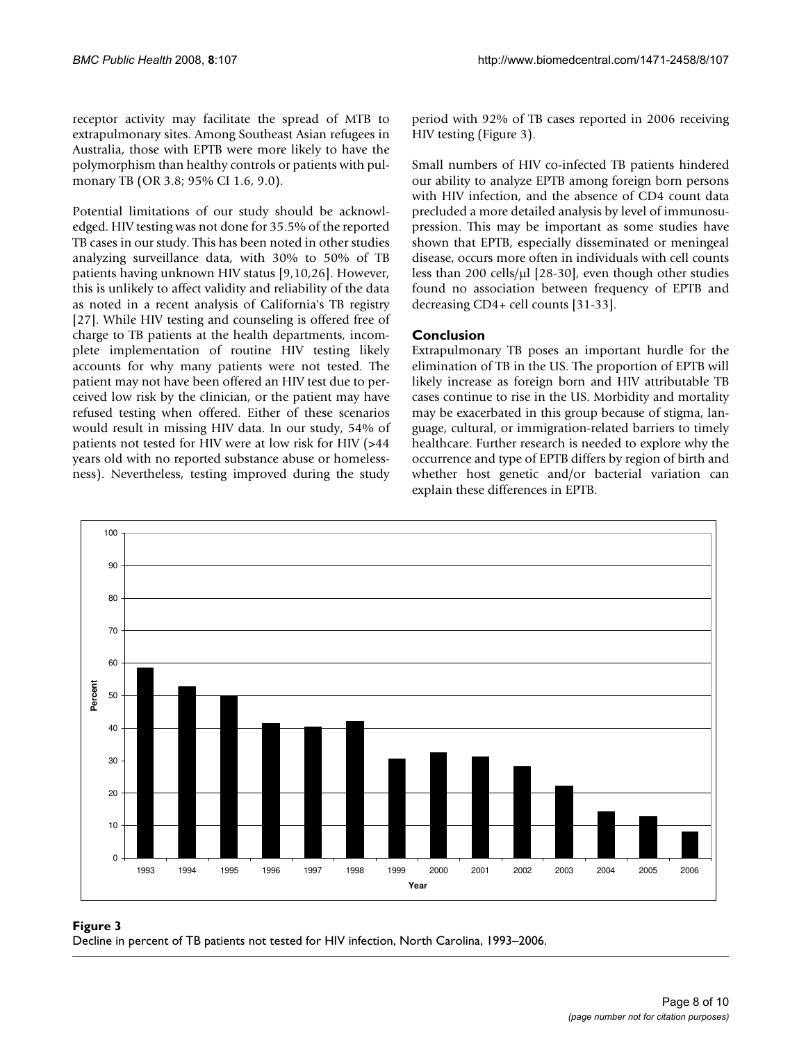receptor activity may facilitate the spread of MTB to extrapulmonary sites. Among Southeast Asian refugees in Australia, those with EPTB were more likely to have the polymorphism than healthy controls or patients with pulmonary TB (OR 3.8; 95% CI 1.6, 9.0).

Potential limitations of our study should be acknowledged. HIV testing was not done for 35.5% of the reported TB cases in our study. This has been noted in other studies analyzing surveillance data, with 30% to 50% of TB patients having unknown HIV status [9,10,26]. However, this is unlikely to affect validity and reliability of the data as noted in a recent analysis of California's TB registry [27]. While HIV testing and counseling is offered free of charge to TB patients at the health departments, incomplete implementation of routine HIV testing likely accounts for why many patients were not tested. The patient may not have been offered an HIV test due to perceived low risk by the clinician, or the patient may have refused testing when offered. Either of these scenarios would result in missing HIV data. In our study, 54% of patients not tested for HIV were at low risk for HIV (>44 years old with no reported substance abuse or homelessness). Nevertheless, testing improved during the study period with 92% of TB cases reported in 2006 receiving HIV testing (Figure 3).

Small numbers of HIV co-infected TB patients hindered our ability to analyze EPTB among foreign born persons with HIV infection, and the absence of CD4 count data precluded a more detailed analysis by level of immunosupression. This may be important as some studies have shown that EPTB, especially disseminated or meningeal disease, occurs more often in individuals with cell counts less than 200 cells/μl [28-30], even though other studies found no association between frequency of EPTB and decreasing CD4+ cell counts [31-33].

## Conclusion

Extrapulmonary TB poses an important hurdle for the elimination of TB in the US. The proportion of EPTB will likely increase as foreign born and HIV attributable TB cases continue to rise in the US. Morbidity and mortality may be exacerbated in this group because of stigma, language, cultural, or immigration-related barriers to timely healthcare. Further research is needed to explore why the occurrence and type of EPTB differs by region of birth and whether host genetic and/or bacterial variation can explain these differences in EPTB.

**Figure 3**
Decline in percent of TB patients not tested for HIV infection, North Carolina, 1993–2006.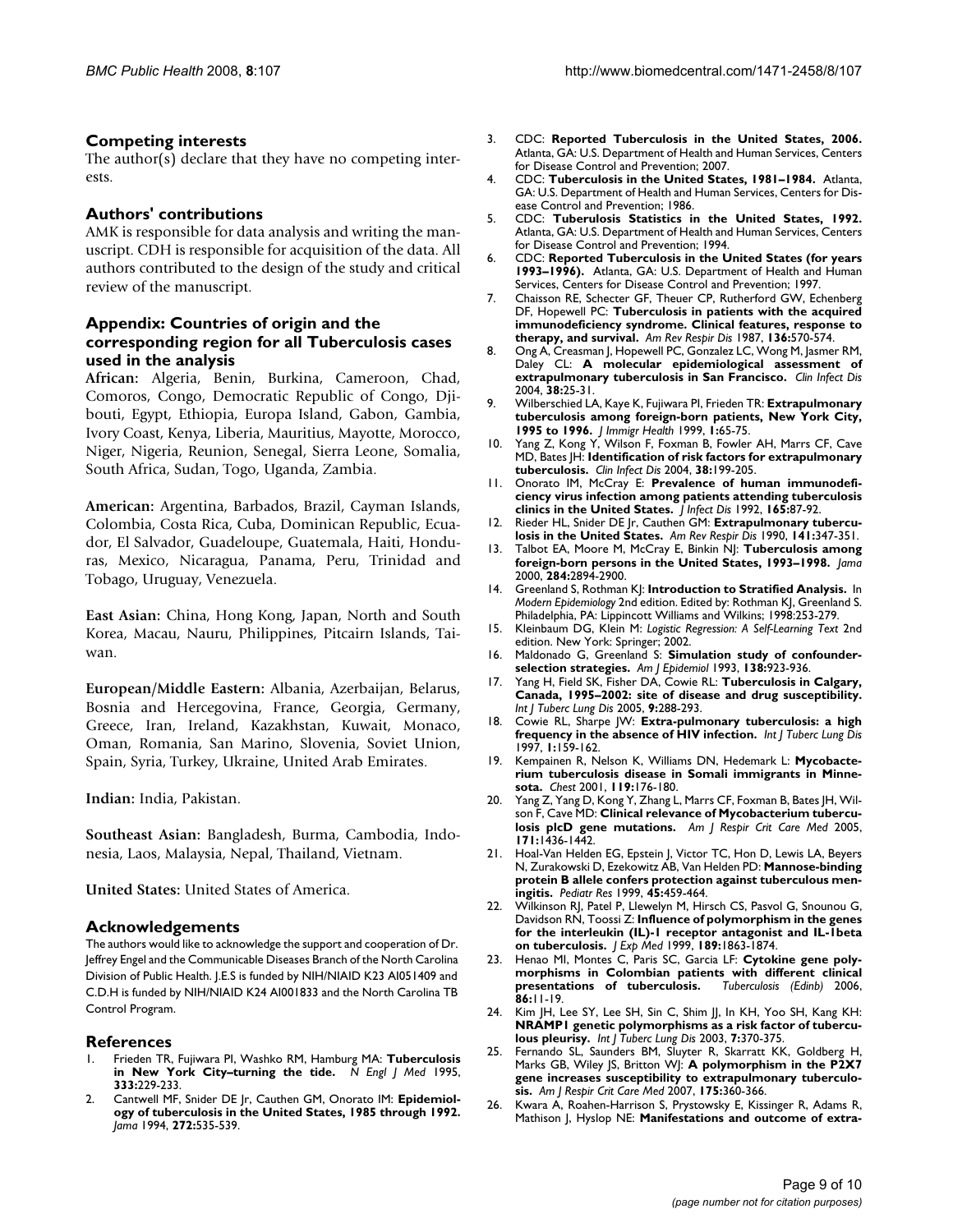## Competing interests

The author(s) declare that they have no competing interests.

## Authors' contributions

AMK is responsible for data analysis and writing the manuscript. CDH is responsible for acquisition of the data. All authors contributed to the design of the study and critical review of the manuscript.

## Appendix: Countries of origin and the corresponding region for all Tuberculosis cases used in the analysis

**African:** Algeria, Benin, Burkina, Cameroon, Chad, Comoros, Congo, Democratic Republic of Congo, Djibouti, Egypt, Ethiopia, Europa Island, Gabon, Gambia, Ivory Coast, Kenya, Liberia, Mauritius, Mayotte, Morocco, Niger, Nigeria, Reunion, Senegal, Sierra Leone, Somalia, South Africa, Sudan, Togo, Uganda, Zambia.

**American:** Argentina, Barbados, Brazil, Cayman Islands, Colombia, Costa Rica, Cuba, Dominican Republic, Ecuador, El Salvador, Guadeloupe, Guatemala, Haiti, Honduras, Mexico, Nicaragua, Panama, Peru, Trinidad and Tobago, Uruguay, Venezuela.

**East Asian:** China, Hong Kong, Japan, North and South Korea, Macau, Nauru, Philippines, Pitcairn Islands, Taiwan.

**European/Middle Eastern:** Albania, Azerbaijan, Belarus, Bosnia and Hercegovina, France, Georgia, Germany, Greece, Iran, Ireland, Kazakhstan, Kuwait, Monaco, Oman, Romania, San Marino, Slovenia, Soviet Union, Spain, Syria, Turkey, Ukraine, United Arab Emirates.

**Indian:** India, Pakistan.

**Southeast Asian:** Bangladesh, Burma, Cambodia, Indonesia, Laos, Malaysia, Nepal, Thailand, Vietnam.

**United States:** United States of America.

## Acknowledgements

The authors would like to acknowledge the support and cooperation of Dr. Jeffrey Engel and the Communicable Diseases Branch of the North Carolina Division of Public Health. J.E.S is funded by NIH/NIAID K23 AI051409 and C.D.H is funded by NIH/NIAID K24 AI001833 and the North Carolina TB Control Program.

## References

1. Frieden TR, Fujiwara PI, Washko RM, Hamburg MA: **Tuberculosis in New York City–turning the tide.** *N Engl J Med* 1995, **333**:229-233.
2. Cantwell MF, Snider DE Jr, Cauthen GM, Onorato IM: **Epidemiology of tuberculosis in the United States, 1985 through 1992.** *Jama* 1994, **272**:535-539.
3. CDC: **Reported Tuberculosis in the United States, 2006.** Atlanta, GA: U.S. Department of Health and Human Services, Centers for Disease Control and Prevention; 2007.
4. CDC: **Tuberculosis in the United States, 1981–1984.** Atlanta, GA: U.S. Department of Health and Human Services, Centers for Disease Control and Prevention; 1986.
5. CDC: **Tuberulosis Statistics in the United States, 1992.** Atlanta, GA: U.S. Department of Health and Human Services, Centers for Disease Control and Prevention; 1994.
6. CDC: **Reported Tuberculosis in the United States (for years 1993–1996).** Atlanta, GA: U.S. Department of Health and Human Services, Centers for Disease Control and Prevention; 1997.
7. Chaisson RE, Schecter GF, Theuer CP, Rutherford GW, Echenberg DF, Hopewell PC: **Tuberculosis in patients with the acquired immunodeficiency syndrome. Clinical features, response to therapy, and survival.** *Am Rev Respir Dis* 1987, **136**:570-574.
8. Ong A, Creasman J, Hopewell PC, Gonzalez LC, Wong M, Jasmer RM, Daley CL: **A molecular epidemiological assessment of extrapulmonary tuberculosis in San Francisco.** *Clin Infect Dis* 2004, **38**:25-31.
9. Wilberschied LA, Kaye K, Fujiwara PI, Frieden TR: **Extrapulmonary tuberculosis among foreign-born patients, New York City, 1995 to 1996.** *J Immigr Health* 1999, **1**:65-75.
10. Yang Z, Kong Y, Wilson F, Foxman B, Fowler AH, Marrs CF, Cave MD, Bates JH: **Identification of risk factors for extrapulmonary tuberculosis.** *Clin Infect Dis* 2004, **38**:199-205.
11. Onorato IM, McCray E: **Prevalence of human immunodeficiency virus infection among patients attending tuberculosis clinics in the United States.** *J Infect Dis* 1992, **165**:87-92.
12. Rieder HL, Snider DE Jr, Cauthen GM: **Extrapulmonary tuberculosis in the United States.** *Am Rev Respir Dis* 1990, **141**:347-351.
13. Talbot EA, Moore M, McCray E, Binkin NJ: **Tuberculosis among foreign-born persons in the United States, 1993–1998.** *Jama* 2000, **284**:2894-2900.
14. Greenland S, Rothman KJ: **Introduction to Stratified Analysis.** In *Modern Epidemiology* 2nd edition. Edited by: Rothman KJ, Greenland S. Philadelphia, PA: Lippincott Williams and Wilkins; 1998:253-279.
15. Kleinbaum DG, Klein M: *Logistic Regression: A Self-Learning Text* 2nd edition. New York: Springer; 2002.
16. Maldonado G, Greenland S: **Simulation study of confounder-selection strategies.** *Am J Epidemiol* 1993, **138**:923-936.
17. Yang H, Field SK, Fisher DA, Cowie RL: **Tuberculosis in Calgary, Canada, 1995–2002: site of disease and drug susceptibility.** *Int J Tuberc Lung Dis* 2005, **9**:288-293.
18. Cowie RL, Sharpe JW: **Extra-pulmonary tuberculosis: a high frequency in the absence of HIV infection.** *Int J Tuberc Lung Dis* 1997, **1**:159-162.
19. Kempainen R, Nelson K, Williams DN, Hedemark L: **Mycobacterium tuberculosis disease in Somali immigrants in Minnesota.** *Chest* 2001, **119**:176-180.
20. Yang Z, Yang D, Kong Y, Zhang L, Marrs CF, Foxman B, Bates JH, Wilson F, Cave MD: **Clinical relevance of Mycobacterium tuberculosis plcD gene mutations.** *Am J Respir Crit Care Med* 2005, **171**:1436-1442.
21. Hoal-Van Helden EG, Epstein J, Victor TC, Hon D, Lewis LA, Beyers N, Zurakowski D, Ezekowitz AB, Van Helden PD: **Mannose-binding protein B allele confers protection against tuberculous meningitis.** *Pediatr Res* 1999, **45**:459-464.
22. Wilkinson RJ, Patel P, Llewelyn M, Hirsch CS, Pasvol G, Snounou G, Davidson RN, Toossi Z: **Influence of polymorphism in the genes for the interleukin (IL)-1 receptor antagonist and IL-1beta on tuberculosis.** *J Exp Med* 1999, **189**:1863-1874.
23. Henao MI, Montes C, Paris SC, Garcia LF: **Cytokine gene polymorphisms in Colombian patients with different clinical presentations of tuberculosis.** *Tuberculosis (Edinb)* 2006, **86**:11-19.
24. Kim JH, Lee SY, Lee SH, Sin C, Shim JJ, In KH, Yoo SH, Kang KH: **NRAMP1 genetic polymorphisms as a risk factor of tuberculous pleurisy.** *Int J Tuberc Lung Dis* 2003, **7**:370-375.
25. Fernando SL, Saunders BM, Sluyter R, Skarratt KK, Goldberg H, Marks GB, Wiley JS, Britton WJ: **A polymorphism in the P2X7 gene increases susceptibility to extrapulmonary tuberculosis.** *Am J Respir Crit Care Med* 2007, **175**:360-366.
26. Kwara A, Roahen-Harrison S, Prystowsky E, Kissinger R, Adams R, Mathison J, Hyslop NE: **Manifestations and outcome of extra-**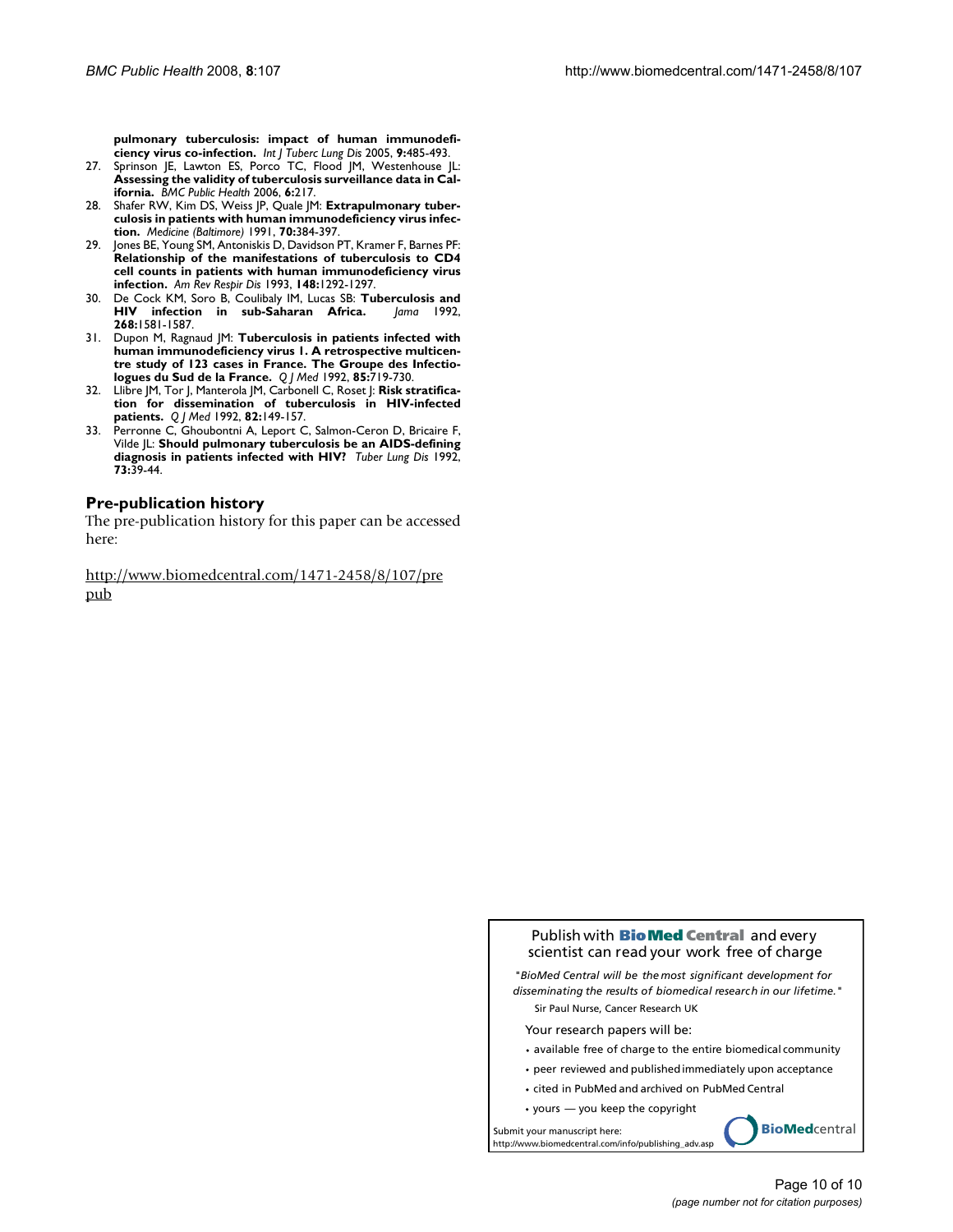**pulmonary tuberculosis: impact of human immunodeficiency virus co-infection.** *Int J Tuberc Lung Dis* 2005, **9:**485-493.

27. Sprinson JE, Lawton ES, Porco TC, Flood JM, Westenhouse JL: **Assessing the validity of tuberculosis surveillance data in California.** *BMC Public Health* 2006, **6:**217.
28. Shafer RW, Kim DS, Weiss JP, Quale JM: **Extrapulmonary tuberculosis in patients with human immunodeficiency virus infection.** *Medicine (Baltimore)* 1991, **70:**384-397.
29. Jones BE, Young SM, Antoniskis D, Davidson PT, Kramer F, Barnes PF: **Relationship of the manifestations of tuberculosis to CD4 cell counts in patients with human immunodeficiency virus infection.** *Am Rev Respir Dis* 1993, **148:**1292-1297.
30. De Cock KM, Soro B, Coulibaly IM, Lucas SB: **Tuberculosis and HIV infection in sub-Saharan Africa.** *Jama* 1992, **268:**1581-1587.
31. Dupon M, Ragnaud JM: **Tuberculosis in patients infected with human immunodeficiency virus 1. A retrospective multicentre study of 123 cases in France. The Groupe des Infectiologues du Sud de la France.** *Q J Med* 1992, **85:**719-730.
32. Llibre JM, Tor J, Manterola JM, Carbonell C, Roset J: **Risk stratification for dissemination of tuberculosis in HIV-infected patients.** *Q J Med* 1992, **82:**149-157.
33. Perronne C, Ghoubontni A, Leport C, Salmon-Ceron D, Bricaire F, Vilde JL: **Should pulmonary tuberculosis be an AIDS-defining diagnosis in patients infected with HIV?** *Tuber Lung Dis* 1992, **73:**39-44.

## Pre-publication history

The pre-publication history for this paper can be accessed here:

http://www.biomedcentral.com/1471-2458/8/107/prepub

Publish with **BioMed Central** and every scientist can read your work free of charge

*"BioMed Central will be the most significant development for disseminating the results of biomedical research in our lifetime."*
Sir Paul Nurse, Cancer Research UK

Your research papers will be:

- available free of charge to the entire biomedical community
- peer reviewed and published immediately upon acceptance
- cited in PubMed and archived on PubMed Central
- yours — you keep the copyright

Submit your manuscript here:
http://www.biomedcentral.com/info/publishing_adv.asp

BioMedcentral